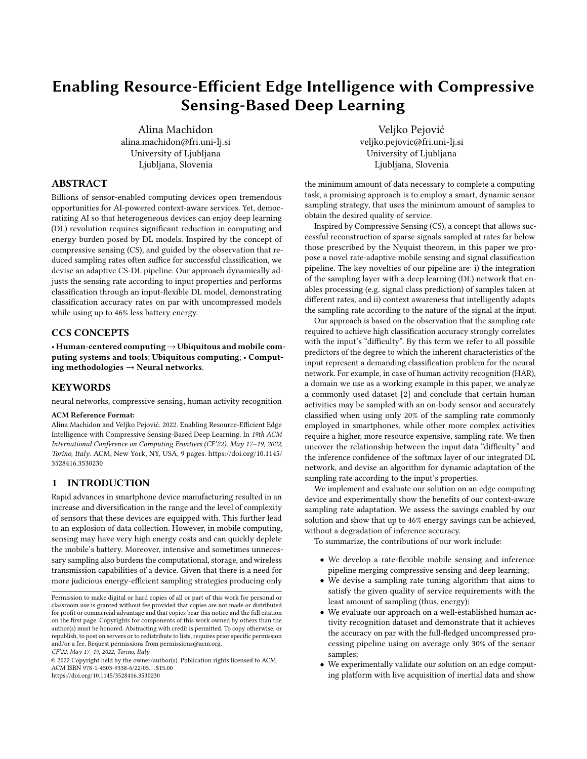# Enabling Resource-Efficient Edge Intelligence with Compressive Sensing-Based Deep Learning

Alina Machidon
alina.machidon@fri.uni-lj.si
University of Ljubljana
Ljubljana, Slovenia

Veljko Pejović
veljko.pejovic@fri.uni-lj.si
University of Ljubljana
Ljubljana, Slovenia

## ABSTRACT

Billions of sensor-enabled computing devices open tremendous opportunities for AI-powered context-aware services. Yet, democratizing AI so that heterogeneous devices can enjoy deep learning (DL) revolution requires significant reduction in computing and energy burden posed by DL models. Inspired by the concept of compressive sensing (CS), and guided by the observation that reduced sampling rates often suffice for successful classification, we devise an adaptive CS-DL pipeline. Our approach dynamically adjusts the sensing rate according to input properties and performs classification through an input-flexible DL model, demonstrating classification accuracy rates on par with uncompressed models while using up to 46% less battery energy.

## CCS CONCEPTS

• **Human-centered computing → Ubiquitous and mobile computing systems and tools**; **Ubiquitous computing**; • **Computing methodologies → Neural networks**.

## KEYWORDS

neural networks, compressive sensing, human activity recognition

**ACM Reference Format:**
Alina Machidon and Veljko Pejović. 2022. Enabling Resource-Efficient Edge Intelligence with Compressive Sensing-Based Deep Learning. In *19th ACM International Conference on Computing Frontiers (CF'22), May 17–19, 2022, Torino, Italy*. ACM, New York, NY, USA, 9 pages. https://doi.org/10.1145/3528416.3530230

## 1 INTRODUCTION

Rapid advances in smartphone device manufacturing resulted in an increase and diversification in the range and the level of complexity of sensors that these devices are equipped with. This further lead to an explosion of data collection. However, in mobile computing, sensing may have very high energy costs and can quickly deplete the mobile's battery. Moreover, intensive and sometimes unnecessary sampling also burdens the computational, storage, and wireless transmission capabilities of a device. Given that there is a need for more judicious energy-efficient sampling strategies producing only the minimum amount of data necessary to complete a computing task, a promising approach is to employ a smart, dynamic sensor sampling strategy, that uses the minimum amount of samples to obtain the desired quality of service.

Inspired by Compressive Sensing (CS), a concept that allows successful reconstruction of sparse signals sampled at rates far below those prescribed by the Nyquist theorem, in this paper we propose a novel rate-adaptive mobile sensing and signal classification pipeline. The key novelties of our pipeline are: i) the integration of the sampling layer with a deep learning (DL) network that enables processing (e.g. signal class prediction) of samples taken at different rates, and ii) context awareness that intelligently adapts the sampling rate according to the nature of the signal at the input.

Our approach is based on the observation that the sampling rate required to achieve high classification accuracy strongly correlates with the input's "difficulty". By this term we refer to all possible predictors of the degree to which the inherent characteristics of the input represent a demanding classification problem for the neural network. For example, in case of human activity recognition (HAR), a domain we use as a working example in this paper, we analyze a commonly used dataset [2] and conclude that certain human activities may be sampled with an on-body sensor and accurately classified when using only 20% of the sampling rate commonly employed in smartphones, while other more complex activities require a higher, more resource expensive, sampling rate. We then uncover the relationship between the input data "difficulty" and the inference confidence of the softmax layer of our integrated DL network, and devise an algorithm for dynamic adaptation of the sampling rate according to the input's properties.

We implement and evaluate our solution on an edge computing device and experimentally show the benefits of our context-aware sampling rate adaptation. We assess the savings enabled by our solution and show that up to 46% energy savings can be achieved, without a degradation of inference accuracy.

To summarize, the contributions of our work include:

- We develop a rate-flexible mobile sensing and inference pipeline merging compressive sensing and deep learning;
- We devise a sampling rate tuning algorithm that aims to satisfy the given quality of service requirements with the least amount of sampling (thus, energy);
- We evaluate our approach on a well-established human activity recognition dataset and demonstrate that it achieves the accuracy on par with the full-fledged uncompressed processing pipeline using on average only 30% of the sensor samples;
- We experimentally validate our solution on an edge computing platform with live acquisition of inertial data and show

Permission to make digital or hard copies of all or part of this work for personal or classroom use is granted without fee provided that copies are not made or distributed for profit or commercial advantage and that copies bear this notice and the full citation on the first page. Copyrights for components of this work owned by others than the author(s) must be honored. Abstracting with credit is permitted. To copy otherwise, or republish, to post on servers or to redistribute to lists, requires prior specific permission and/or a fee. Request permissions from permissions@acm.org.
*CF'22, May 17–19, 2022, Torino, Italy*
© 2022 Copyright held by the owner/author(s). Publication rights licensed to ACM.
ACM ISBN 978-1-4503-9338-6/22/05…$15.00
https://doi.org/10.1145/3528416.3530230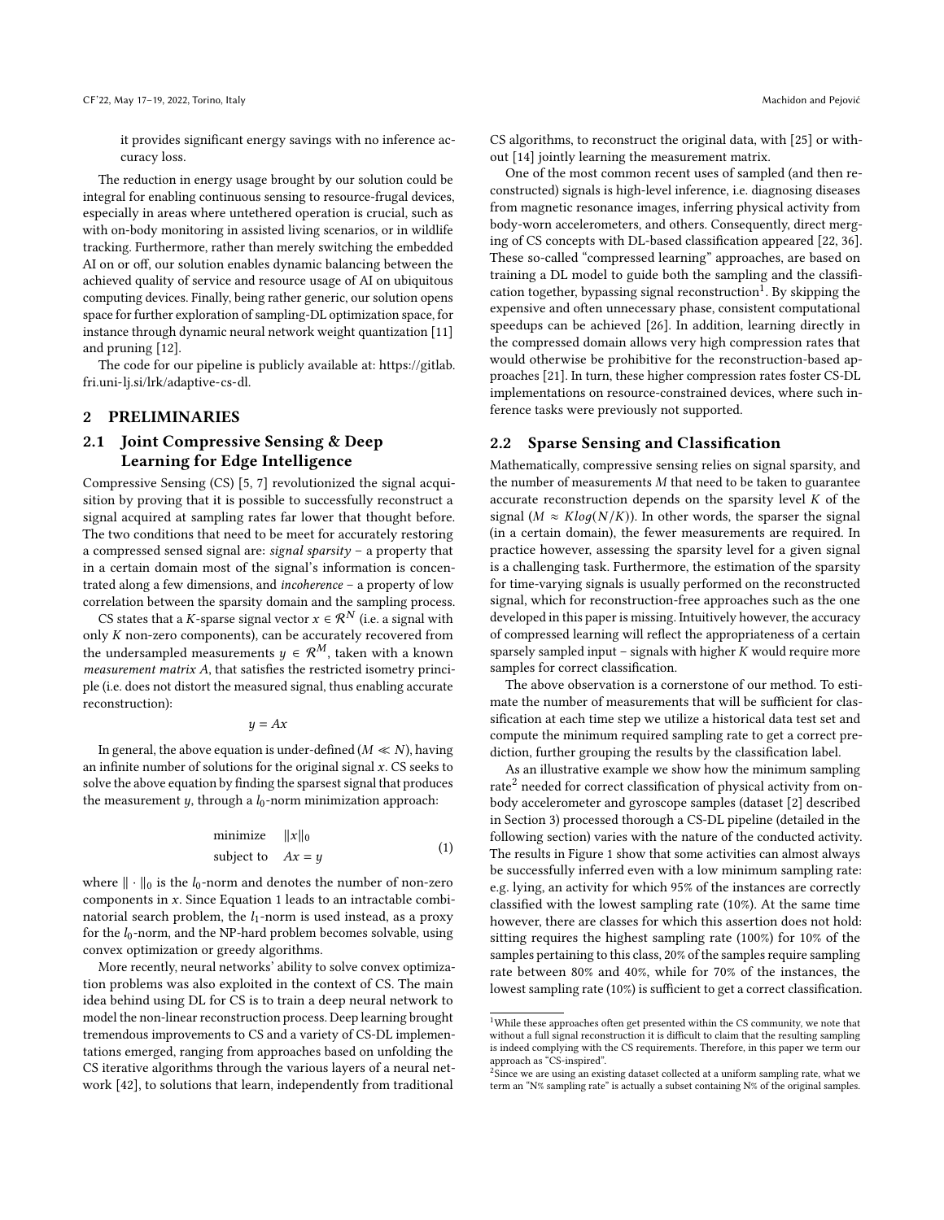it provides significant energy savings with no inference accuracy loss.

The reduction in energy usage brought by our solution could be integral for enabling continuous sensing to resource-frugal devices, especially in areas where untethered operation is crucial, such as with on-body monitoring in assisted living scenarios, or in wildlife tracking. Furthermore, rather than merely switching the embedded AI on or off, our solution enables dynamic balancing between the achieved quality of service and resource usage of AI on ubiquitous computing devices. Finally, being rather generic, our solution opens space for further exploration of sampling-DL optimization space, for instance through dynamic neural network weight quantization [11] and pruning [12].

The code for our pipeline is publicly available at: https://gitlab.fri.uni-lj.si/lrk/adaptive-cs-dl.

## 2 PRELIMINARIES

### 2.1 Joint Compressive Sensing & Deep Learning for Edge Intelligence

Compressive Sensing (CS) [5, 7] revolutionized the signal acquisition by proving that it is possible to successfully reconstruct a signal acquired at sampling rates far lower that thought before. The two conditions that need to be meet for accurately restoring a compressed sensed signal are: *signal sparsity* – a property that in a certain domain most of the signal's information is concentrated along a few dimensions, and *incoherence* – a property of low correlation between the sparsity domain and the sampling process.

CS states that a $K$-sparse signal vector $x \in \mathcal{R}^N$ (i.e. a signal with only $K$ non-zero components), can be accurately recovered from the undersampled measurements $y \in \mathcal{R}^M$, taken with a known *measurement matrix* $A$, that satisfies the restricted isometry principle (i.e. does not distort the measured signal, thus enabling accurate reconstruction):

$$y = Ax$$

In general, the above equation is under-defined ($M \ll N$), having an infinite number of solutions for the original signal $x$. CS seeks to solve the above equation by finding the sparsest signal that produces the measurement $y$, through a $l_0$-norm minimization approach:

$$\begin{aligned} \text{minimize} \quad & \|x\|_0 \\ \text{subject to} \quad & Ax = y \end{aligned} \tag{1}$$

where $\|\cdot\|_0$ is the $l_0$-norm and denotes the number of non-zero components in $x$. Since Equation 1 leads to an intractable combinatorial search problem, the $l_1$-norm is used instead, as a proxy for the $l_0$-norm, and the NP-hard problem becomes solvable, using convex optimization or greedy algorithms.

More recently, neural networks' ability to solve convex optimization problems was also exploited in the context of CS. The main idea behind using DL for CS is to train a deep neural network to model the non-linear reconstruction process. Deep learning brought tremendous improvements to CS and a variety of CS-DL implementations emerged, ranging from approaches based on unfolding the CS iterative algorithms through the various layers of a neural network [42], to solutions that learn, independently from traditional CS algorithms, to reconstruct the original data, with [25] or without [14] jointly learning the measurement matrix.

One of the most common recent uses of sampled (and then reconstructed) signals is high-level inference, i.e. diagnosing diseases from magnetic resonance images, inferring physical activity from body-worn accelerometers, and others. Consequently, direct merging of CS concepts with DL-based classification appeared [22, 36]. These so-called "compressed learning" approaches, are based on training a DL model to guide both the sampling and the classification together, bypassing signal reconstruction[1]. By skipping the expensive and often unnecessary phase, consistent computational speedups can be achieved [26]. In addition, learning directly in the compressed domain allows very high compression rates that would otherwise be prohibitive for the reconstruction-based approaches [21]. In turn, these higher compression rates foster CS-DL implementations on resource-constrained devices, where such inference tasks were previously not supported.

### 2.2 Sparse Sensing and Classification

Mathematically, compressive sensing relies on signal sparsity, and the number of measurements $M$ that need to be taken to guarantee accurate reconstruction depends on the sparsity level $K$ of the signal ($M \approx Klog(N/K)$). In other words, the sparser the signal (in a certain domain), the fewer measurements are required. In practice however, assessing the sparsity level for a given signal is a challenging task. Furthermore, the estimation of the sparsity for time-varying signals is usually performed on the reconstructed signal, which for reconstruction-free approaches such as the one developed in this paper is missing. Intuitively however, the accuracy of compressed learning will reflect the appropriateness of a certain sparsely sampled input – signals with higher $K$ would require more samples for correct classification.

The above observation is a cornerstone of our method. To estimate the number of measurements that will be sufficient for classification at each time step we utilize a historical data test set and compute the minimum required sampling rate to get a correct prediction, further grouping the results by the classification label.

As an illustrative example we show how the minimum sampling rate[2] needed for correct classification of physical activity from on-body accelerometer and gyroscope samples (dataset [2] described in Section 3) processed thorough a CS-DL pipeline (detailed in the following section) varies with the nature of the conducted activity. The results in Figure 1 show that some activities can almost always be successfully inferred even with a low minimum sampling rate: e.g. lying, an activity for which 95% of the instances are correctly classified with the lowest sampling rate (10%). At the same time however, there are classes for which this assertion does not hold: sitting requires the highest sampling rate (100%) for 10% of the samples pertaining to this class, 20% of the samples require sampling rate between 80% and 40%, while for 70% of the instances, the lowest sampling rate (10%) is sufficient to get a correct classification.

[1]While these approaches often get presented within the CS community, we note that without a full signal reconstruction it is difficult to claim that the resulting sampling is indeed complying with the CS requirements. Therefore, in this paper we term our approach as "CS-inspired".

[2]Since we are using an existing dataset collected at a uniform sampling rate, what we term an "N% sampling rate" is actually a subset containing N% of the original samples.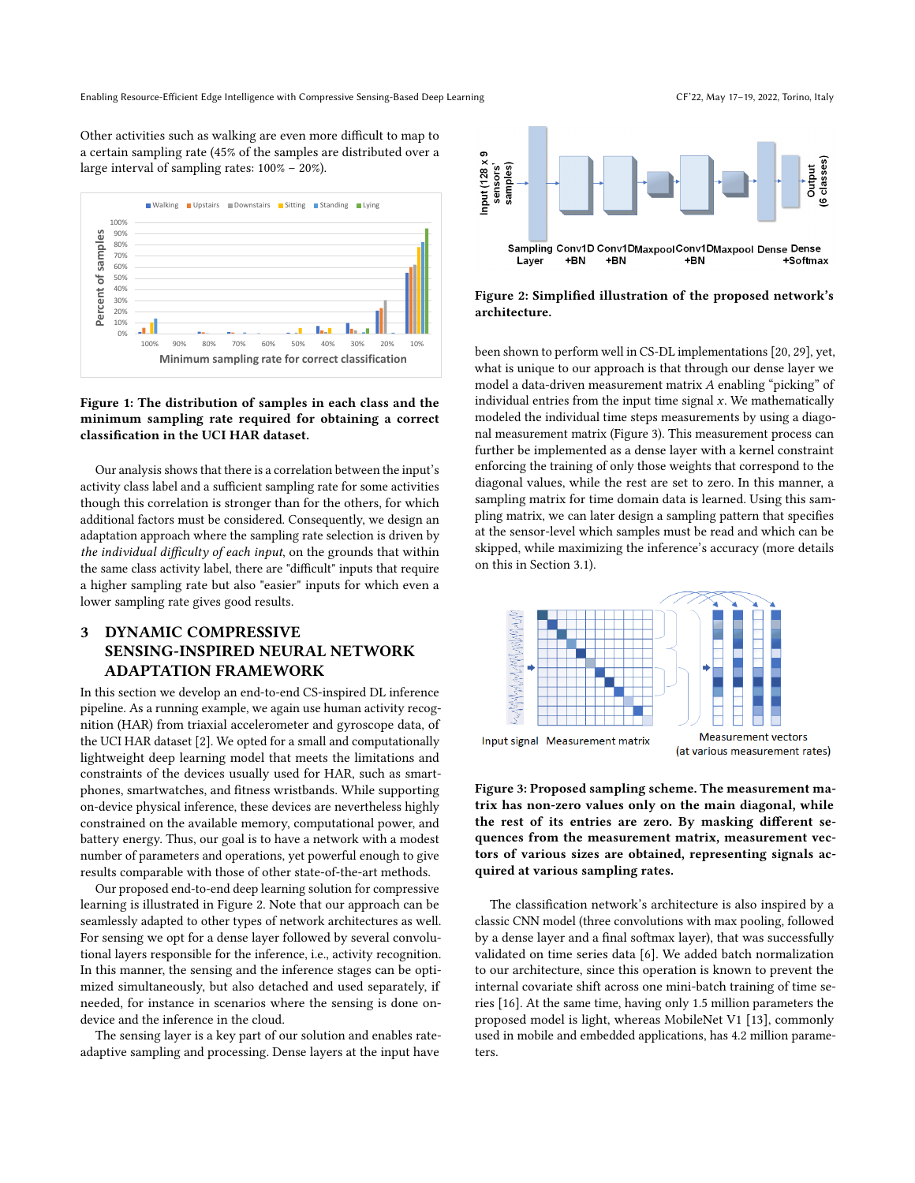Other activities such as walking are even more difficult to map to a certain sampling rate (45% of the samples are distributed over a large interval of sampling rates: 100% – 20%).

**Figure 1: The distribution of samples in each class and the minimum sampling rate required for obtaining a correct classification in the UCI HAR dataset.**

Our analysis shows that there is a correlation between the input's activity class label and a sufficient sampling rate for some activities though this correlation is stronger than for the others, for which additional factors must be considered. Consequently, we design an adaptation approach where the sampling rate selection is driven by *the individual difficulty of each input*, on the grounds that within the same class activity label, there are "difficult" inputs that require a higher sampling rate but also "easier" inputs for which even a lower sampling rate gives good results.

## 3 DYNAMIC COMPRESSIVE SENSING-INSPIRED NEURAL NETWORK ADAPTATION FRAMEWORK

In this section we develop an end-to-end CS-inspired DL inference pipeline. As a running example, we again use human activity recognition (HAR) from triaxial accelerometer and gyroscope data, of the UCI HAR dataset [2]. We opted for a small and computationally lightweight deep learning model that meets the limitations and constraints of the devices usually used for HAR, such as smartphones, smartwatches, and fitness wristbands. While supporting on-device physical inference, these devices are nevertheless highly constrained on the available memory, computational power, and battery energy. Thus, our goal is to have a network with a modest number of parameters and operations, yet powerful enough to give results comparable with those of other state-of-the-art methods.

Our proposed end-to-end deep learning solution for compressive learning is illustrated in Figure 2. Note that our approach can be seamlessly adapted to other types of network architectures as well. For sensing we opt for a dense layer followed by several convolutional layers responsible for the inference, i.e., activity recognition. In this manner, the sensing and the inference stages can be optimized simultaneously, but also detached and used separately, if needed, for instance in scenarios where the sensing is done on-device and the inference in the cloud.

The sensing layer is a key part of our solution and enables rate-adaptive sampling and processing. Dense layers at the input have been shown to perform well in CS-DL implementations [20, 29], yet, what is unique to our approach is that through our dense layer we model a data-driven measurement matrix $A$ enabling "picking" of individual entries from the input time signal $x$. We mathematically modeled the individual time steps measurements by using a diagonal measurement matrix (Figure 3). This measurement process can further be implemented as a dense layer with a kernel constraint enforcing the training of only those weights that correspond to the diagonal values, while the rest are set to zero. In this manner, a sampling matrix for time domain data is learned. Using this sampling matrix, we can later design a sampling pattern that specifies at the sensor-level which samples must be read and which can be skipped, while maximizing the inference's accuracy (more details on this in Section 3.1).

**Figure 2: Simplified illustration of the proposed network's architecture.**

**Figure 3: Proposed sampling scheme. The measurement matrix has non-zero values only on the main diagonal, while the rest of its entries are zero. By masking different sequences from the measurement matrix, measurement vectors of various sizes are obtained, representing signals acquired at various sampling rates.**

The classification network's architecture is also inspired by a classic CNN model (three convolutions with max pooling, followed by a dense layer and a final softmax layer), that was successfully validated on time series data [6]. We added batch normalization to our architecture, since this operation is known to prevent the internal covariate shift across one mini-batch training of time series [16]. At the same time, having only 1.5 million parameters the proposed model is light, whereas MobileNet V1 [13], commonly used in mobile and embedded applications, has 4.2 million parameters.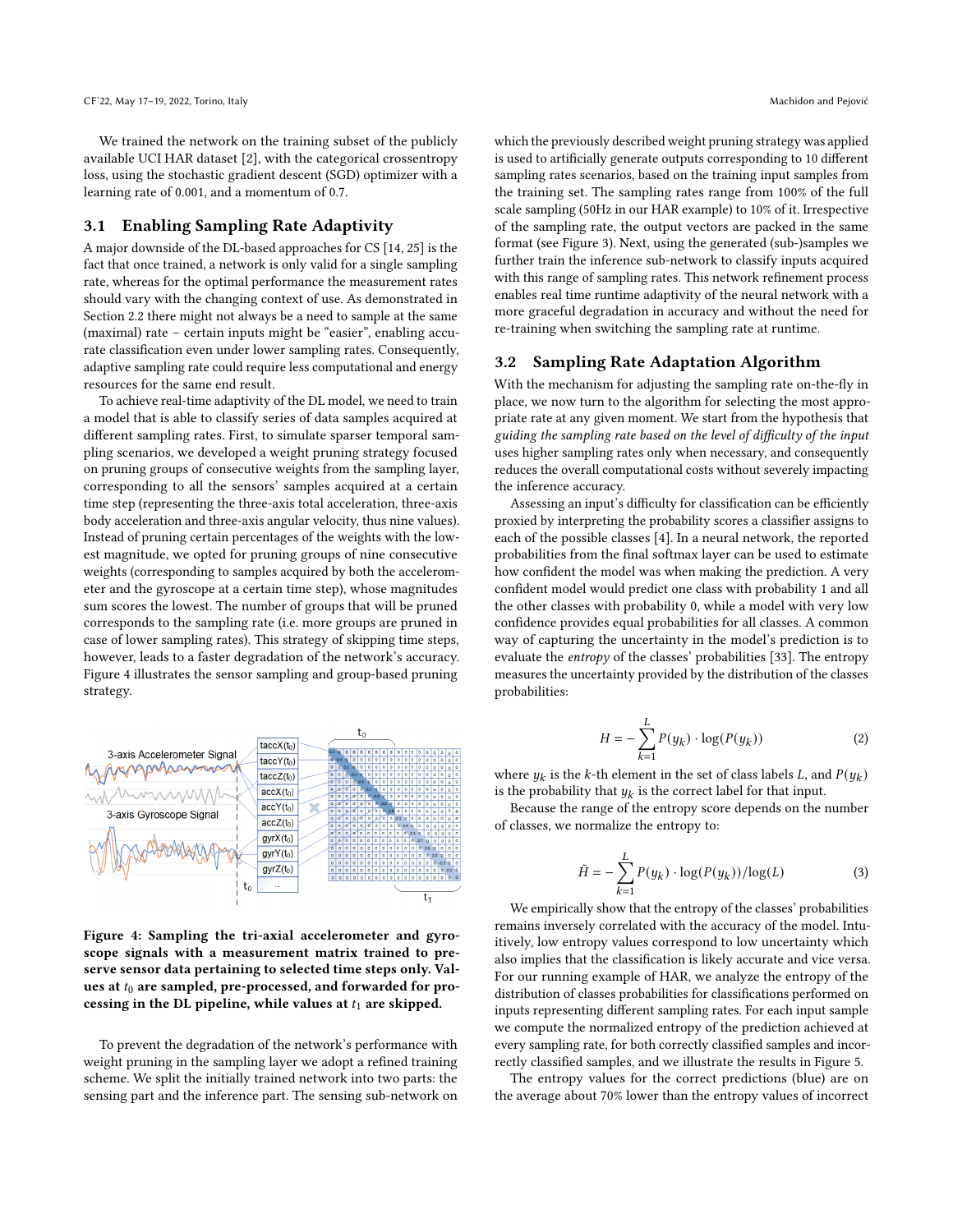We trained the network on the training subset of the publicly available UCI HAR dataset [2], with the categorical crossentropy loss, using the stochastic gradient descent (SGD) optimizer with a learning rate of 0.001, and a momentum of 0.7.

### 3.1 Enabling Sampling Rate Adaptivity

A major downside of the DL-based approaches for CS [14, 25] is the fact that once trained, a network is only valid for a single sampling rate, whereas for the optimal performance the measurement rates should vary with the changing context of use. As demonstrated in Section 2.2 there might not always be a need to sample at the same (maximal) rate – certain inputs might be "easier", enabling accurate classification even under lower sampling rates. Consequently, adaptive sampling rate could require less computational and energy resources for the same end result.

To achieve real-time adaptivity of the DL model, we need to train a model that is able to classify series of data samples acquired at different sampling rates. First, to simulate sparser temporal sampling scenarios, we developed a weight pruning strategy focused on pruning groups of consecutive weights from the sampling layer, corresponding to all the sensors' samples acquired at a certain time step (representing the three-axis total acceleration, three-axis body acceleration and three-axis angular velocity, thus nine values). Instead of pruning certain percentages of the weights with the lowest magnitude, we opted for pruning groups of nine consecutive weights (corresponding to samples acquired by both the accelerometer and the gyroscope at a certain time step), whose magnitudes sum scores the lowest. The number of groups that will be pruned corresponds to the sampling rate (i.e. more groups are pruned in case of lower sampling rates). This strategy of skipping time steps, however, leads to a faster degradation of the network's accuracy. Figure 4 illustrates the sensor sampling and group-based pruning strategy.

**Figure 4: Sampling the tri-axial accelerometer and gyroscope signals with a measurement matrix trained to preserve sensor data pertaining to selected time steps only. Values at $t_0$ are sampled, pre-processed, and forwarded for processing in the DL pipeline, while values at $t_1$ are skipped.**

To prevent the degradation of the network's performance with weight pruning in the sampling layer we adopt a refined training scheme. We split the initially trained network into two parts: the sensing part and the inference part. The sensing sub-network on which the previously described weight pruning strategy was applied is used to artificially generate outputs corresponding to 10 different sampling rates scenarios, based on the training input samples from the training set. The sampling rates range from 100% of the full scale sampling (50Hz in our HAR example) to 10% of it. Irrespective of the sampling rate, the output vectors are packed in the same format (see Figure 3). Next, using the generated (sub-)samples we further train the inference sub-network to classify inputs acquired with this range of sampling rates. This network refinement process enables real time runtime adaptivity of the neural network with a more graceful degradation in accuracy and without the need for re-training when switching the sampling rate at runtime.

### 3.2 Sampling Rate Adaptation Algorithm

With the mechanism for adjusting the sampling rate on-the-fly in place, we now turn to the algorithm for selecting the most appropriate rate at any given moment. We start from the hypothesis that *guiding the sampling rate based on the level of difficulty of the input* uses higher sampling rates only when necessary, and consequently reduces the overall computational costs without severely impacting the inference accuracy.

Assessing an input's difficulty for classification can be efficiently proxied by interpreting the probability scores a classifier assigns to each of the possible classes [4]. In a neural network, the reported probabilities from the final softmax layer can be used to estimate how confident the model was when making the prediction. A very confident model would predict one class with probability 1 and all the other classes with probability 0, while a model with very low confidence provides equal probabilities for all classes. A common way of capturing the uncertainty in the model's prediction is to evaluate the *entropy* of the classes' probabilities [33]. The entropy measures the uncertainty provided by the distribution of the classes probabilities:

$$H = -\sum_{k=1}^{L} P(y_k) \cdot \log(P(y_k)) \tag{2}$$

where $y_k$ is the $k$-th element in the set of class labels $L$, and $P(y_k)$ is the probability that $y_k$ is the correct label for that input.

Because the range of the entropy score depends on the number of classes, we normalize the entropy to:

$$\bar{H} = -\sum_{k=1}^{L} P(y_k) \cdot \log(P(y_k))/\log(L) \tag{3}$$

We empirically show that the entropy of the classes' probabilities remains inversely correlated with the accuracy of the model. Intuitively, low entropy values correspond to low uncertainty which also implies that the classification is likely accurate and vice versa. For our running example of HAR, we analyze the entropy of the distribution of classes probabilities for classifications performed on inputs representing different sampling rates. For each input sample we compute the normalized entropy of the prediction achieved at every sampling rate, for both correctly classified samples and incorrectly classified samples, and we illustrate the results in Figure 5.

The entropy values for the correct predictions (blue) are on the average about 70% lower than the entropy values of incorrect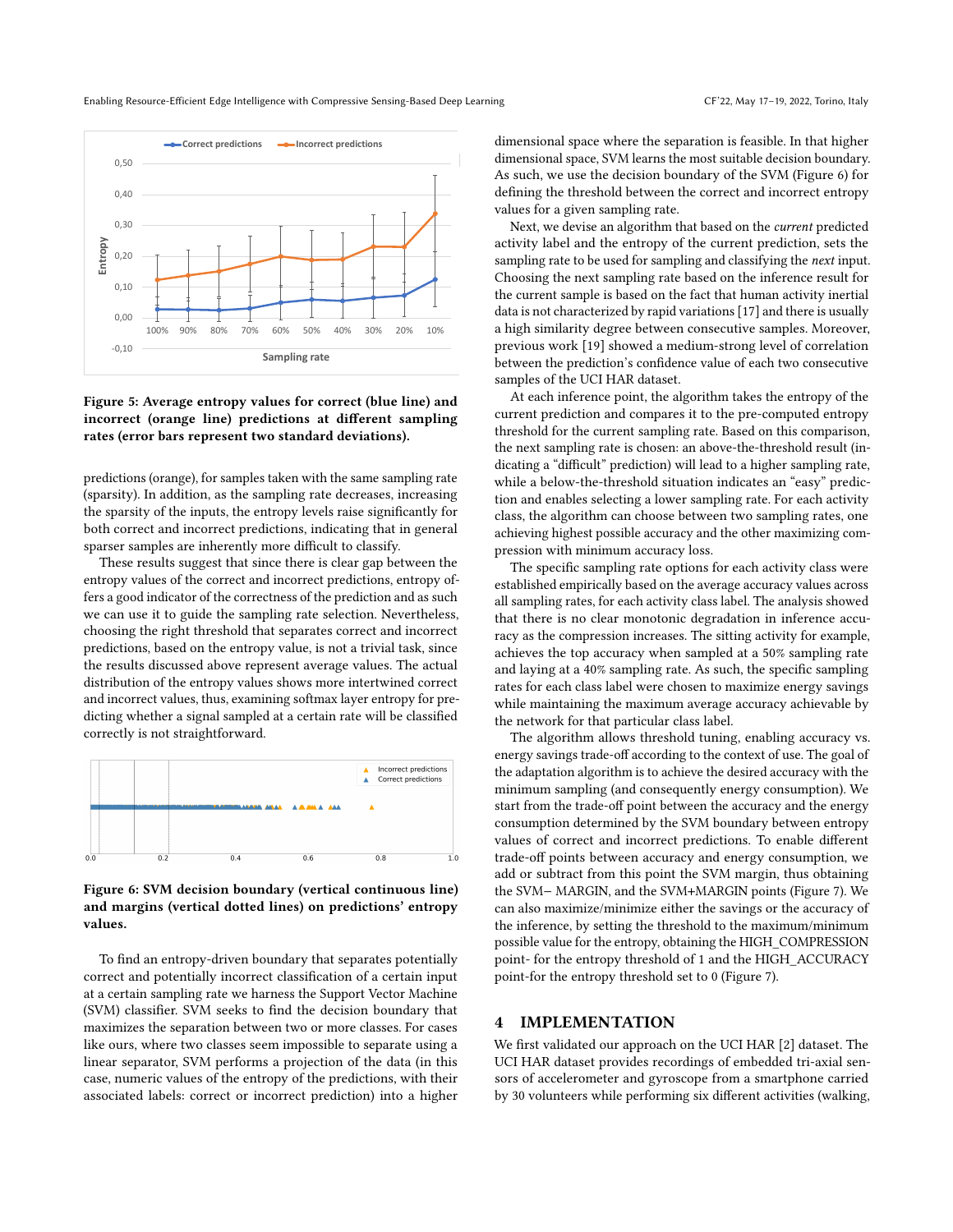Figure 5: Average entropy values for correct (blue line) and incorrect (orange line) predictions at different sampling rates (error bars represent two standard deviations).

predictions (orange), for samples taken with the same sampling rate (sparsity). In addition, as the sampling rate decreases, increasing the sparsity of the inputs, the entropy levels raise significantly for both correct and incorrect predictions, indicating that in general sparser samples are inherently more difficult to classify.

These results suggest that since there is clear gap between the entropy values of the correct and incorrect predictions, entropy offers a good indicator of the correctness of the prediction and as such we can use it to guide the sampling rate selection. Nevertheless, choosing the right threshold that separates correct and incorrect predictions, based on the entropy value, is not a trivial task, since the results discussed above represent average values. The actual distribution of the entropy values shows more intertwined correct and incorrect values, thus, examining softmax layer entropy for predicting whether a signal sampled at a certain rate will be classified correctly is not straightforward.

Figure 6: SVM decision boundary (vertical continuous line) and margins (vertical dotted lines) on predictions' entropy values.

To find an entropy-driven boundary that separates potentially correct and potentially incorrect classification of a certain input at a certain sampling rate we harness the Support Vector Machine (SVM) classifier. SVM seeks to find the decision boundary that maximizes the separation between two or more classes. For cases like ours, where two classes seem impossible to separate using a linear separator, SVM performs a projection of the data (in this case, numeric values of the entropy of the predictions, with their associated labels: correct or incorrect prediction) into a higher dimensional space where the separation is feasible. In that higher dimensional space, SVM learns the most suitable decision boundary. As such, we use the decision boundary of the SVM (Figure 6) for defining the threshold between the correct and incorrect entropy values for a given sampling rate.

Next, we devise an algorithm that based on the *current* predicted activity label and the entropy of the current prediction, sets the sampling rate to be used for sampling and classifying the *next* input. Choosing the next sampling rate based on the inference result for the current sample is based on the fact that human activity inertial data is not characterized by rapid variations [17] and there is usually a high similarity degree between consecutive samples. Moreover, previous work [19] showed a medium-strong level of correlation between the prediction's confidence value of each two consecutive samples of the UCI HAR dataset.

At each inference point, the algorithm takes the entropy of the current prediction and compares it to the pre-computed entropy threshold for the current sampling rate. Based on this comparison, the next sampling rate is chosen: an above-the-threshold result (indicating a "difficult" prediction) will lead to a higher sampling rate, while a below-the-threshold situation indicates an "easy" prediction and enables selecting a lower sampling rate. For each activity class, the algorithm can choose between two sampling rates, one achieving highest possible accuracy and the other maximizing compression with minimum accuracy loss.

The specific sampling rate options for each activity class were established empirically based on the average accuracy values across all sampling rates, for each activity class label. The analysis showed that there is no clear monotonic degradation in inference accuracy as the compression increases. The sitting activity for example, achieves the top accuracy when sampled at a 50% sampling rate and laying at a 40% sampling rate. As such, the specific sampling rates for each class label were chosen to maximize energy savings while maintaining the maximum average accuracy achievable by the network for that particular class label.

The algorithm allows threshold tuning, enabling accuracy vs. energy savings trade-off according to the context of use. The goal of the adaptation algorithm is to achieve the desired accuracy with the minimum sampling (and consequently energy consumption). We start from the trade-off point between the accuracy and the energy consumption determined by the SVM boundary between entropy values of correct and incorrect predictions. To enable different trade-off points between accuracy and energy consumption, we add or subtract from this point the SVM margin, thus obtaining the SVM− MARGIN, and the SVM+MARGIN points (Figure 7). We can also maximize/minimize either the savings or the accuracy of the inference, by setting the threshold to the maximum/minimum possible value for the entropy, obtaining the HIGH_COMPRESSION point- for the entropy threshold of 1 and the HIGH_ACCURACY point-for the entropy threshold set to 0 (Figure 7).

## 4 IMPLEMENTATION

We first validated our approach on the UCI HAR [2] dataset. The UCI HAR dataset provides recordings of embedded tri-axial sensors of accelerometer and gyroscope from a smartphone carried by 30 volunteers while performing six different activities (walking,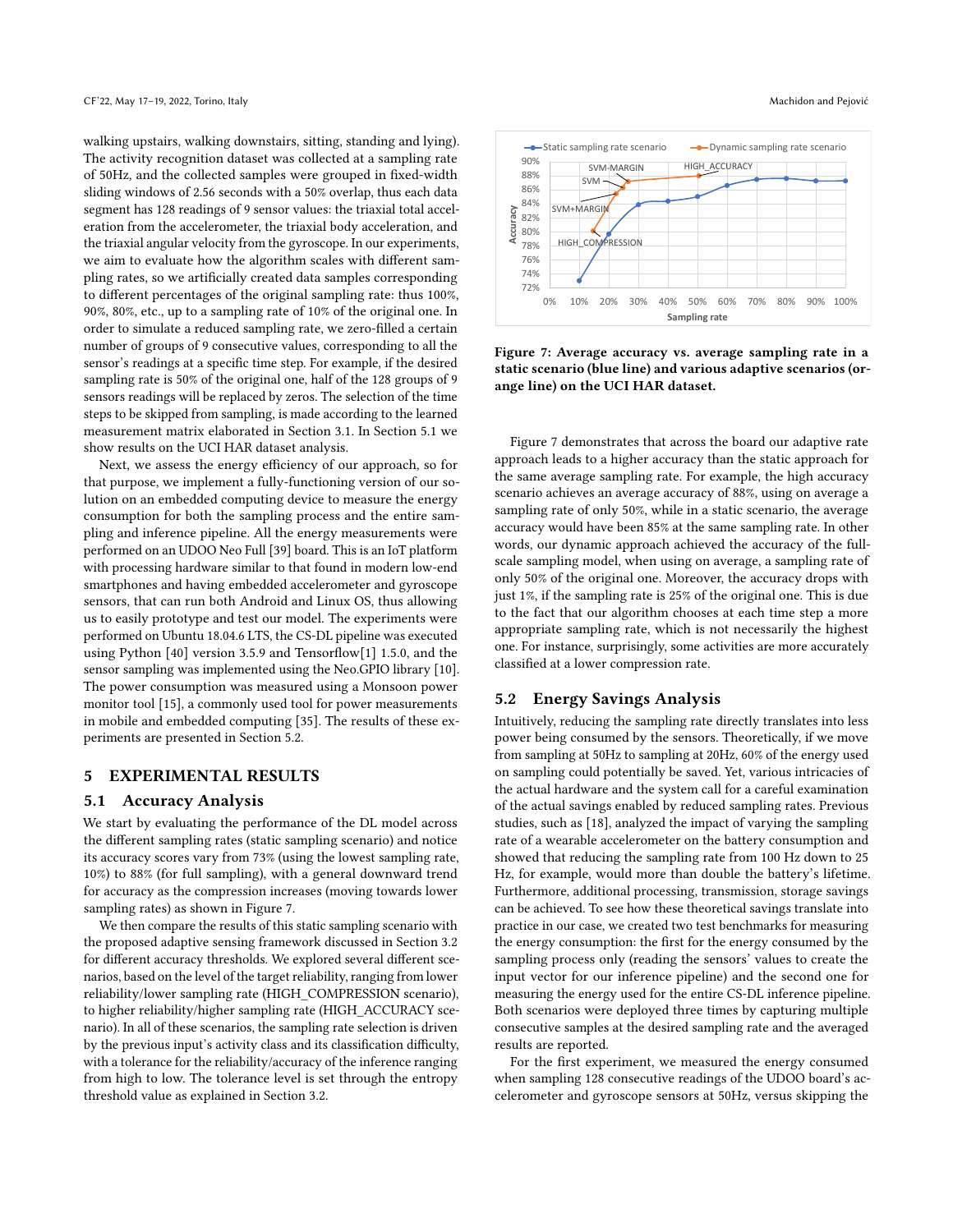walking upstairs, walking downstairs, sitting, standing and lying). The activity recognition dataset was collected at a sampling rate of 50Hz, and the collected samples were grouped in fixed-width sliding windows of 2.56 seconds with a 50% overlap, thus each data segment has 128 readings of 9 sensor values: the triaxial total acceleration from the accelerometer, the triaxial body acceleration, and the triaxial angular velocity from the gyroscope. In our experiments, we aim to evaluate how the algorithm scales with different sampling rates, so we artificially created data samples corresponding to different percentages of the original sampling rate: thus 100%, 90%, 80%, etc., up to a sampling rate of 10% of the original one. In order to simulate a reduced sampling rate, we zero-filled a certain number of groups of 9 consecutive values, corresponding to all the sensor's readings at a specific time step. For example, if the desired sampling rate is 50% of the original one, half of the 128 groups of 9 sensors readings will be replaced by zeros. The selection of the time steps to be skipped from sampling, is made according to the learned measurement matrix elaborated in Section 3.1. In Section 5.1 we show results on the UCI HAR dataset analysis.

Next, we assess the energy efficiency of our approach, so for that purpose, we implement a fully-functioning version of our solution on an embedded computing device to measure the energy consumption for both the sampling process and the entire sampling and inference pipeline. All the energy measurements were performed on an UDOO Neo Full [39] board. This is an IoT platform with processing hardware similar to that found in modern low-end smartphones and having embedded accelerometer and gyroscope sensors, that can run both Android and Linux OS, thus allowing us to easily prototype and test our model. The experiments were performed on Ubuntu 18.04.6 LTS, the CS-DL pipeline was executed using Python [40] version 3.5.9 and Tensorflow[1] 1.5.0, and the sensor sampling was implemented using the Neo.GPIO library [10]. The power consumption was measured using a Monsoon power monitor tool [15], a commonly used tool for power measurements in mobile and embedded computing [35]. The results of these experiments are presented in Section 5.2.

# 5 EXPERIMENTAL RESULTS

## 5.1 Accuracy Analysis

We start by evaluating the performance of the DL model across the different sampling rates (static sampling scenario) and notice its accuracy scores vary from 73% (using the lowest sampling rate, 10%) to 88% (for full sampling), with a general downward trend for accuracy as the compression increases (moving towards lower sampling rates) as shown in Figure 7.

We then compare the results of this static sampling scenario with the proposed adaptive sensing framework discussed in Section 3.2 for different accuracy thresholds. We explored several different scenarios, based on the level of the target reliability, ranging from lower reliability/lower sampling rate (HIGH_COMPRESSION scenario), to higher reliability/higher sampling rate (HIGH_ACCURACY scenario). In all of these scenarios, the sampling rate selection is driven by the previous input's activity class and its classification difficulty, with a tolerance for the reliability/accuracy of the inference ranging from high to low. The tolerance level is set through the entropy threshold value as explained in Section 3.2.

**Figure 7: Average accuracy vs. average sampling rate in a static scenario (blue line) and various adaptive scenarios (orange line) on the UCI HAR dataset.**

Figure 7 demonstrates that across the board our adaptive rate approach leads to a higher accuracy than the static approach for the same average sampling rate. For example, the high accuracy scenario achieves an average accuracy of 88%, using on average a sampling rate of only 50%, while in a static scenario, the average accuracy would have been 85% at the same sampling rate. In other words, our dynamic approach achieved the accuracy of the full-scale sampling model, when using on average, a sampling rate of only 50% of the original one. Moreover, the accuracy drops with just 1%, if the sampling rate is 25% of the original one. This is due to the fact that our algorithm chooses at each time step a more appropriate sampling rate, which is not necessarily the highest one. For instance, surprisingly, some activities are more accurately classified at a lower compression rate.

## 5.2 Energy Savings Analysis

Intuitively, reducing the sampling rate directly translates into less power being consumed by the sensors. Theoretically, if we move from sampling at 50Hz to sampling at 20Hz, 60% of the energy used on sampling could potentially be saved. Yet, various intricacies of the actual hardware and the system call for a careful examination of the actual savings enabled by reduced sampling rates. Previous studies, such as [18], analyzed the impact of varying the sampling rate of a wearable accelerometer on the battery consumption and showed that reducing the sampling rate from 100 Hz down to 25 Hz, for example, would more than double the battery's lifetime. Furthermore, additional processing, transmission, storage savings can be achieved. To see how these theoretical savings translate into practice in our case, we created two test benchmarks for measuring the energy consumption: the first for the energy consumed by the sampling process only (reading the sensors' values to create the input vector for our inference pipeline) and the second one for measuring the energy used for the entire CS-DL inference pipeline. Both scenarios were deployed three times by capturing multiple consecutive samples at the desired sampling rate and the averaged results are reported.

For the first experiment, we measured the energy consumed when sampling 128 consecutive readings of the UDOO board's accelerometer and gyroscope sensors at 50Hz, versus skipping the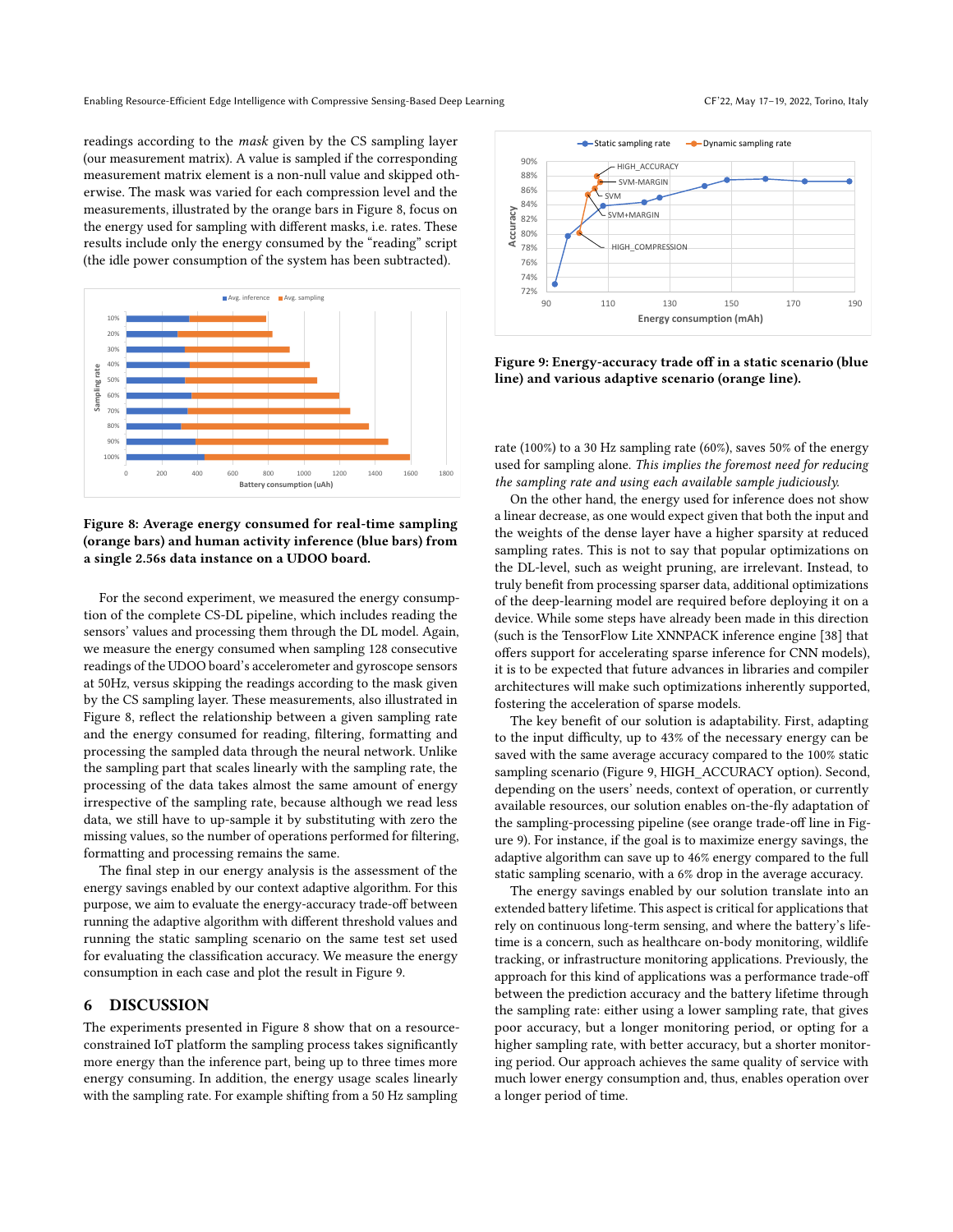readings according to the *mask* given by the CS sampling layer (our measurement matrix). A value is sampled if the corresponding measurement matrix element is a non-null value and skipped otherwise. The mask was varied for each compression level and the measurements, illustrated by the orange bars in Figure 8, focus on the energy used for sampling with different masks, i.e. rates. These results include only the energy consumed by the "reading" script (the idle power consumption of the system has been subtracted).

**Figure 8: Average energy consumed for real-time sampling (orange bars) and human activity inference (blue bars) from a single 2.56s data instance on a UDOO board.**

For the second experiment, we measured the energy consumption of the complete CS-DL pipeline, which includes reading the sensors' values and processing them through the DL model. Again, we measure the energy consumed when sampling 128 consecutive readings of the UDOO board's accelerometer and gyroscope sensors at 50Hz, versus skipping the readings according to the mask given by the CS sampling layer. These measurements, also illustrated in Figure 8, reflect the relationship between a given sampling rate and the energy consumed for reading, filtering, formatting and processing the sampled data through the neural network. Unlike the sampling part that scales linearly with the sampling rate, the processing of the data takes almost the same amount of energy irrespective of the sampling rate, because although we read less data, we still have to up-sample it by substituting with zero the missing values, so the number of operations performed for filtering, formatting and processing remains the same.

The final step in our energy analysis is the assessment of the energy savings enabled by our context adaptive algorithm. For this purpose, we aim to evaluate the energy-accuracy trade-off between running the adaptive algorithm with different threshold values and running the static sampling scenario on the same test set used for evaluating the classification accuracy. We measure the energy consumption in each case and plot the result in Figure 9.

## 6 DISCUSSION

The experiments presented in Figure 8 show that on a resource-constrained IoT platform the sampling process takes significantly more energy than the inference part, being up to three times more energy consuming. In addition, the energy usage scales linearly with the sampling rate. For example shifting from a 50 Hz sampling rate (100%) to a 30 Hz sampling rate (60%), saves 50% of the energy used for sampling alone. *This implies the foremost need for reducing the sampling rate and using each available sample judiciously.*

**Figure 9: Energy-accuracy trade off in a static scenario (blue line) and various adaptive scenario (orange line).**

On the other hand, the energy used for inference does not show a linear decrease, as one would expect given that both the input and the weights of the dense layer have a higher sparsity at reduced sampling rates. This is not to say that popular optimizations on the DL-level, such as weight pruning, are irrelevant. Instead, to truly benefit from processing sparser data, additional optimizations of the deep-learning model are required before deploying it on a device. While some steps have already been made in this direction (such is the TensorFlow Lite XNNPACK inference engine [38] that offers support for accelerating sparse inference for CNN models), it is to be expected that future advances in libraries and compiler architectures will make such optimizations inherently supported, fostering the acceleration of sparse models.

The key benefit of our solution is adaptability. First, adapting to the input difficulty, up to 43% of the necessary energy can be saved with the same average accuracy compared to the 100% static sampling scenario (Figure 9, HIGH_ACCURACY option). Second, depending on the users' needs, context of operation, or currently available resources, our solution enables on-the-fly adaptation of the sampling-processing pipeline (see orange trade-off line in Figure 9). For instance, if the goal is to maximize energy savings, the adaptive algorithm can save up to 46% energy compared to the full static sampling scenario, with a 6% drop in the average accuracy.

The energy savings enabled by our solution translate into an extended battery lifetime. This aspect is critical for applications that rely on continuous long-term sensing, and where the battery's lifetime is a concern, such as healthcare on-body monitoring, wildlife tracking, or infrastructure monitoring applications. Previously, the approach for this kind of applications was a performance trade-off between the prediction accuracy and the battery lifetime through the sampling rate: either using a lower sampling rate, that gives poor accuracy, but a longer monitoring period, or opting for a higher sampling rate, with better accuracy, but a shorter monitoring period. Our approach achieves the same quality of service with much lower energy consumption and, thus, enables operation over a longer period of time.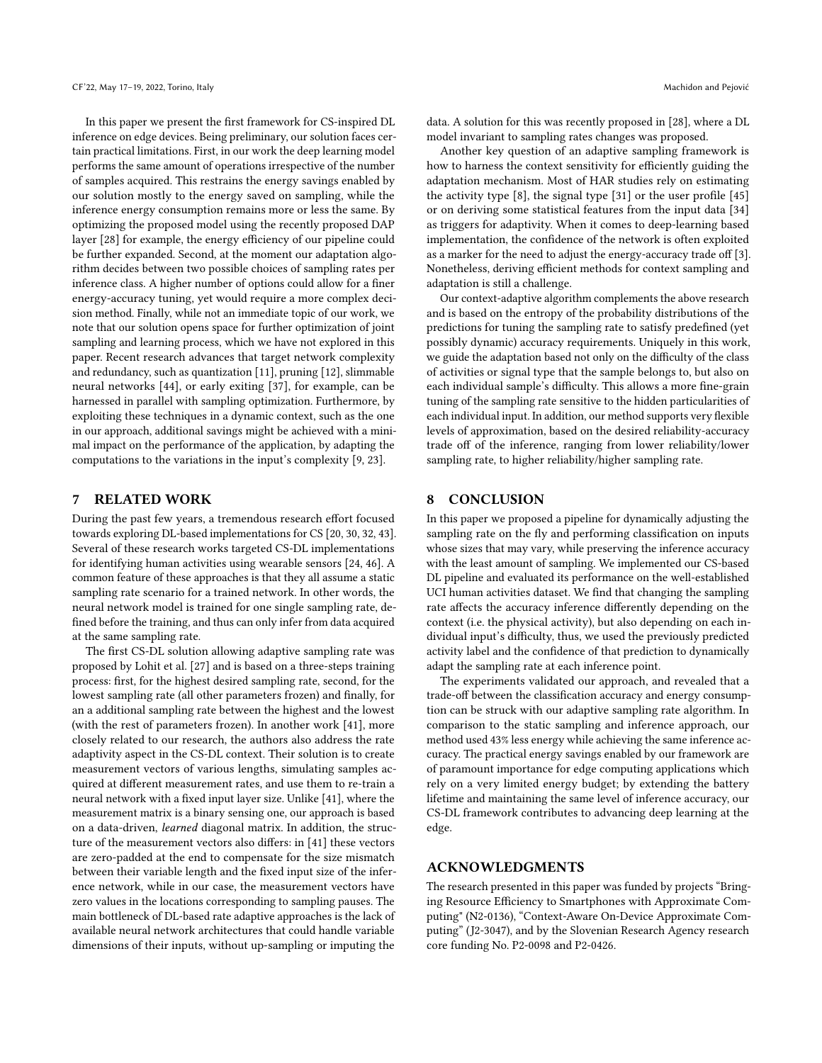In this paper we present the first framework for CS-inspired DL inference on edge devices. Being preliminary, our solution faces certain practical limitations. First, in our work the deep learning model performs the same amount of operations irrespective of the number of samples acquired. This restrains the energy savings enabled by our solution mostly to the energy saved on sampling, while the inference energy consumption remains more or less the same. By optimizing the proposed model using the recently proposed DAP layer [28] for example, the energy efficiency of our pipeline could be further expanded. Second, at the moment our adaptation algorithm decides between two possible choices of sampling rates per inference class. A higher number of options could allow for a finer energy-accuracy tuning, yet would require a more complex decision method. Finally, while not an immediate topic of our work, we note that our solution opens space for further optimization of joint sampling and learning process, which we have not explored in this paper. Recent research advances that target network complexity and redundancy, such as quantization [11], pruning [12], slimmable neural networks [44], or early exiting [37], for example, can be harnessed in parallel with sampling optimization. Furthermore, by exploiting these techniques in a dynamic context, such as the one in our approach, additional savings might be achieved with a minimal impact on the performance of the application, by adapting the computations to the variations in the input's complexity [9, 23].

## 7 RELATED WORK

During the past few years, a tremendous research effort focused towards exploring DL-based implementations for CS [20, 30, 32, 43]. Several of these research works targeted CS-DL implementations for identifying human activities using wearable sensors [24, 46]. A common feature of these approaches is that they all assume a static sampling rate scenario for a trained network. In other words, the neural network model is trained for one single sampling rate, defined before the training, and thus can only infer from data acquired at the same sampling rate.

The first CS-DL solution allowing adaptive sampling rate was proposed by Lohit et al. [27] and is based on a three-steps training process: first, for the highest desired sampling rate, second, for the lowest sampling rate (all other parameters frozen) and finally, for an additional sampling rate between the highest and the lowest (with the rest of parameters frozen). In another work [41], more closely related to our research, the authors also address the rate adaptivity aspect in the CS-DL context. Their solution is to create measurement vectors of various lengths, simulating samples acquired at different measurement rates, and use them to re-train a neural network with a fixed input layer size. Unlike [41], where the measurement matrix is a binary sensing one, our approach is based on a data-driven, *learned* diagonal matrix. In addition, the structure of the measurement vectors also differs: in [41] these vectors are zero-padded at the end to compensate for the size mismatch between their variable length and the fixed input size of the inference network, while in our case, the measurement vectors have zero values in the locations corresponding to sampling pauses. The main bottleneck of DL-based rate adaptive approaches is the lack of available neural network architectures that could handle variable dimensions of their inputs, without up-sampling or imputing the data. A solution for this was recently proposed in [28], where a DL model invariant to sampling rates changes was proposed.

Another key question of an adaptive sampling framework is how to harness the context sensitivity for efficiently guiding the adaptation mechanism. Most of HAR studies rely on estimating the activity type [8], the signal type [31] or the user profile [45] or on deriving some statistical features from the input data [34] as triggers for adaptivity. When it comes to deep-learning based implementation, the confidence of the network is often exploited as a marker for the need to adjust the energy-accuracy trade off [3]. Nonetheless, deriving efficient methods for context sampling and adaptation is still a challenge.

Our context-adaptive algorithm complements the above research and is based on the entropy of the probability distributions of the predictions for tuning the sampling rate to satisfy predefined (yet possibly dynamic) accuracy requirements. Uniquely in this work, we guide the adaptation based not only on the difficulty of the class of activities or signal type that the sample belongs to, but also on each individual sample's difficulty. This allows a more fine-grain tuning of the sampling rate sensitive to the hidden particularities of each individual input. In addition, our method supports very flexible levels of approximation, based on the desired reliability-accuracy trade off of the inference, ranging from lower reliability/lower sampling rate, to higher reliability/higher sampling rate.

## 8 CONCLUSION

In this paper we proposed a pipeline for dynamically adjusting the sampling rate on the fly and performing classification on inputs whose sizes that may vary, while preserving the inference accuracy with the least amount of sampling. We implemented our CS-based DL pipeline and evaluated its performance on the well-established UCI human activities dataset. We find that changing the sampling rate affects the accuracy inference differently depending on the context (i.e. the physical activity), but also depending on each individual input's difficulty, thus, we used the previously predicted activity label and the confidence of that prediction to dynamically adapt the sampling rate at each inference point.

The experiments validated our approach, and revealed that a trade-off between the classification accuracy and energy consumption can be struck with our adaptive sampling rate algorithm. In comparison to the static sampling and inference approach, our method used 43% less energy while achieving the same inference accuracy. The practical energy savings enabled by our framework are of paramount importance for edge computing applications which rely on a very limited energy budget; by extending the battery lifetime and maintaining the same level of inference accuracy, our CS-DL framework contributes to advancing deep learning at the edge.

## ACKNOWLEDGMENTS

The research presented in this paper was funded by projects "Bringing Resource Efficiency to Smartphones with Approximate Computing" (N2-0136), "Context-Aware On-Device Approximate Computing" (J2-3047), and by the Slovenian Research Agency research core funding No. P2-0098 and P2-0426.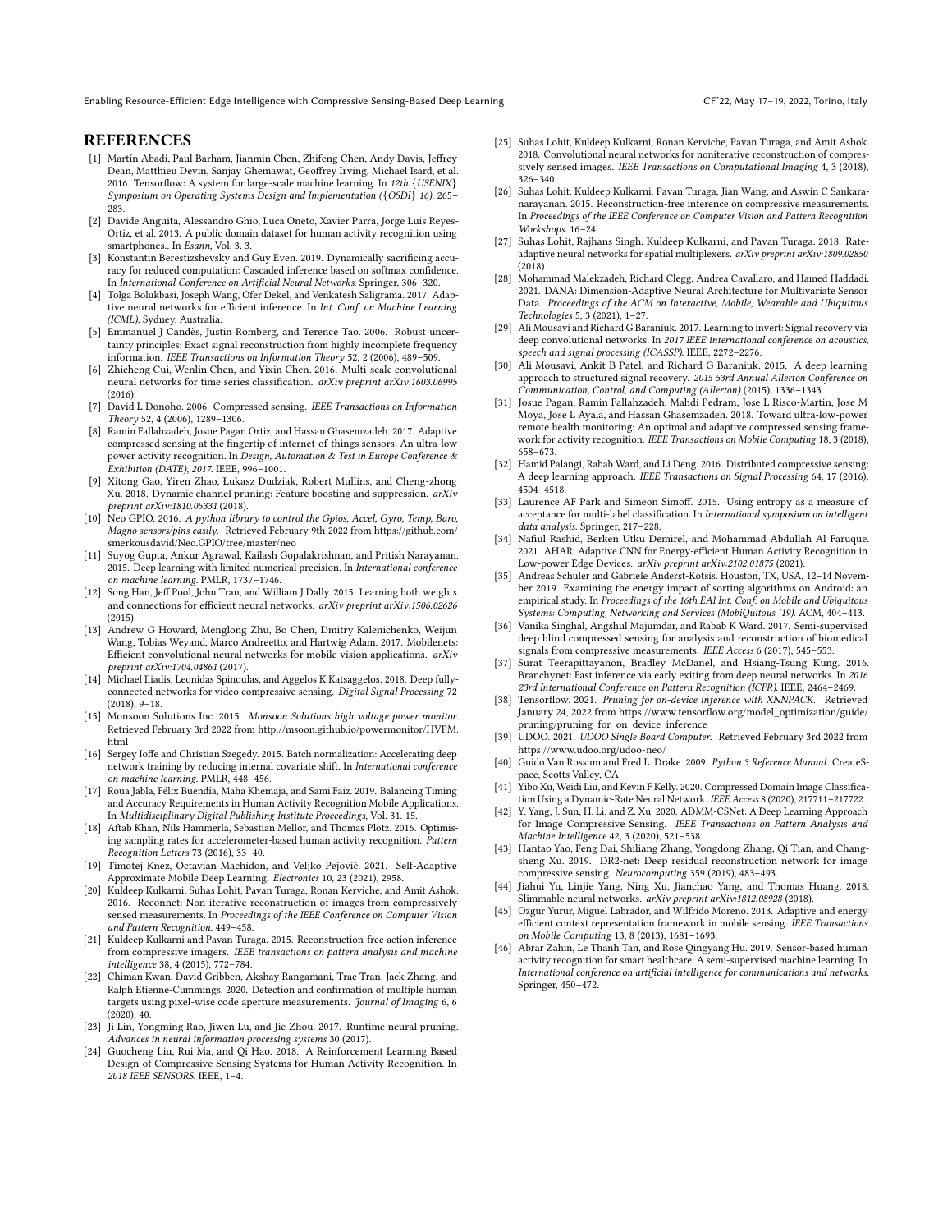## REFERENCES

[1] Martín Abadi, Paul Barham, Jianmin Chen, Zhifeng Chen, Andy Davis, Jeffrey Dean, Matthieu Devin, Sanjay Ghemawat, Geoffrey Irving, Michael Isard, et al. 2016. Tensorflow: A system for large-scale machine learning. In *12th {USENIX} Symposium on Operating Systems Design and Implementation ({OSDI} 16)*. 265–283.

[2] Davide Anguita, Alessandro Ghio, Luca Oneto, Xavier Parra, Jorge Luis Reyes-Ortiz, et al. 2013. A public domain dataset for human activity recognition using smartphones.. In *Esann*, Vol. 3. 3.

[3] Konstantin Berestizshevsky and Guy Even. 2019. Dynamically sacrificing accuracy for reduced computation: Cascaded inference based on softmax confidence. In *International Conference on Artificial Neural Networks*. Springer, 306–320.

[4] Tolga Bolukbasi, Joseph Wang, Ofer Dekel, and Venkatesh Saligrama. 2017. Adaptive neural networks for efficient inference. In *Int. Conf. on Machine Learning (ICML)*. Sydney, Australia.

[5] Emmanuel J Candès, Justin Romberg, and Terence Tao. 2006. Robust uncertainty principles: Exact signal reconstruction from highly incomplete frequency information. *IEEE Transactions on Information Theory* 52, 2 (2006), 489–509.

[6] Zhicheng Cui, Wenlin Chen, and Yixin Chen. 2016. Multi-scale convolutional neural networks for time series classification. *arXiv preprint arXiv:1603.06995* (2016).

[7] David L Donoho. 2006. Compressed sensing. *IEEE Transactions on Information Theory* 52, 4 (2006), 1289–1306.

[8] Ramin Fallahzadeh, Josue Pagan Ortiz, and Hassan Ghasemzadeh. 2017. Adaptive compressed sensing at the fingertip of internet-of-things sensors: An ultra-low power activity recognition. In *Design, Automation & Test in Europe Conference & Exhibition (DATE), 2017*. IEEE, 996–1001.

[9] Xitong Gao, Yiren Zhao, Łukasz Dudziak, Robert Mullins, and Cheng-zhong Xu. 2018. Dynamic channel pruning: Feature boosting and suppression. *arXiv preprint arXiv:1810.05331* (2018).

[10] Neo GPIO. 2016. *A python library to control the Gpios, Accel, Gyro, Temp, Baro, Magno sensors/pins easily.* Retrieved February 9th 2022 from https://github.com/smerkousdavid/Neo.GPIO/tree/master/neo

[11] Suyog Gupta, Ankur Agrawal, Kailash Gopalakrishnan, and Pritish Narayanan. 2015. Deep learning with limited numerical precision. In *International conference on machine learning*. PMLR, 1737–1746.

[12] Song Han, Jeff Pool, John Tran, and William J Dally. 2015. Learning both weights and connections for efficient neural networks. *arXiv preprint arXiv:1506.02626* (2015).

[13] Andrew G Howard, Menglong Zhu, Bo Chen, Dmitry Kalenichenko, Weijun Wang, Tobias Weyand, Marco Andreetto, and Hartwig Adam. 2017. Mobilenets: Efficient convolutional neural networks for mobile vision applications. *arXiv preprint arXiv:1704.04861* (2017).

[14] Michael Iliadis, Leonidas Spinoulas, and Aggelos K Katsaggelos. 2018. Deep fully-connected networks for video compressive sensing. *Digital Signal Processing* 72 (2018), 9–18.

[15] Monsoon Solutions Inc. 2015. *Monsoon Solutions high voltage power monitor.* Retrieved February 3rd 2022 from http://msoon.github.io/powermonitor/HVPM.html

[16] Sergey Ioffe and Christian Szegedy. 2015. Batch normalization: Accelerating deep network training by reducing internal covariate shift. In *International conference on machine learning*. PMLR, 448–456.

[17] Roua Jabla, Félix Buendía, Maha Khemaja, and Sami Faiz. 2019. Balancing Timing and Accuracy Requirements in Human Activity Recognition Mobile Applications. In *Multidisciplinary Digital Publishing Institute Proceedings*, Vol. 31. 15.

[18] Aftab Khan, Nils Hammerla, Sebastian Mellor, and Thomas Plötz. 2016. Optimising sampling rates for accelerometer-based human activity recognition. *Pattern Recognition Letters* 73 (2016), 33–40.

[19] Timotej Knez, Octavian Machidon, and Veljko Pejović. 2021. Self-Adaptive Approximate Mobile Deep Learning. *Electronics* 10, 23 (2021), 2958.

[20] Kuldeep Kulkarni, Suhas Lohit, Pavan Turaga, Ronan Kerviche, and Amit Ashok. 2016. Reconnet: Non-iterative reconstruction of images from compressively sensed measurements. In *Proceedings of the IEEE Conference on Computer Vision and Pattern Recognition*. 449–458.

[21] Kuldeep Kulkarni and Pavan Turaga. 2015. Reconstruction-free action inference from compressive imagers. *IEEE transactions on pattern analysis and machine intelligence* 38, 4 (2015), 772–784.

[22] Chiman Kwan, David Gribben, Akshay Rangamani, Trac Tran, Jack Zhang, and Ralph Etienne-Cummings. 2020. Detection and confirmation of multiple human targets using pixel-wise code aperture measurements. *Journal of Imaging* 6, 6 (2020), 40.

[23] Ji Lin, Yongming Rao, Jiwen Lu, and Jie Zhou. 2017. Runtime neural pruning. *Advances in neural information processing systems* 30 (2017).

[24] Guocheng Liu, Rui Ma, and Qi Hao. 2018. A Reinforcement Learning Based Design of Compressive Sensing Systems for Human Activity Recognition. In *2018 IEEE SENSORS*. IEEE, 1–4.

[25] Suhas Lohit, Kuldeep Kulkarni, Ronan Kerviche, Pavan Turaga, and Amit Ashok. 2018. Convolutional neural networks for noniterative reconstruction of compressively sensed images. *IEEE Transactions on Computational Imaging* 4, 3 (2018), 326–340.

[26] Suhas Lohit, Kuldeep Kulkarni, Pavan Turaga, Jian Wang, and Aswin C Sankaranarayanan. 2015. Reconstruction-free inference on compressive measurements. In *Proceedings of the IEEE Conference on Computer Vision and Pattern Recognition Workshops*. 16–24.

[27] Suhas Lohit, Rajhans Singh, Kuldeep Kulkarni, and Pavan Turaga. 2018. Rate-adaptive neural networks for spatial multiplexers. *arXiv preprint arXiv:1809.02850* (2018).

[28] Mohammad Malekzadeh, Richard Clegg, Andrea Cavallaro, and Hamed Haddadi. 2021. DANA: Dimension-Adaptive Neural Architecture for Multivariate Sensor Data. *Proceedings of the ACM on Interactive, Mobile, Wearable and Ubiquitous Technologies* 5, 3 (2021), 1–27.

[29] Ali Mousavi and Richard G Baraniuk. 2017. Learning to invert: Signal recovery via deep convolutional networks. In *2017 IEEE international conference on acoustics, speech and signal processing (ICASSP)*. IEEE, 2272–2276.

[30] Ali Mousavi, Ankit B Patel, and Richard G Baraniuk. 2015. A deep learning approach to structured signal recovery. *2015 53rd Annual Allerton Conference on Communication, Control, and Computing (Allerton)* (2015), 1336–1343.

[31] Josue Pagan, Ramin Fallahzadeh, Mahdi Pedram, Jose L Risco-Martin, Jose M Moya, Jose L Ayala, and Hassan Ghasemzadeh. 2018. Toward ultra-low-power remote health monitoring: An optimal and adaptive compressed sensing framework for activity recognition. *IEEE Transactions on Mobile Computing* 18, 3 (2018), 658–673.

[32] Hamid Palangi, Rabab Ward, and Li Deng. 2016. Distributed compressive sensing: A deep learning approach. *IEEE Transactions on Signal Processing* 64, 17 (2016), 4504–4518.

[33] Laurence AF Park and Simeon Simoff. 2015. Using entropy as a measure of acceptance for multi-label classification. In *International symposium on intelligent data analysis*. Springer, 217–228.

[34] Nafiul Rashid, Berken Utku Demirel, and Mohammad Abdullah Al Faruque. 2021. AHAR: Adaptive CNN for Energy-efficient Human Activity Recognition in Low-power Edge Devices. *arXiv preprint arXiv:2102.01875* (2021).

[35] Andreas Schuler and Gabriele Anderst-Kotsis. Houston, TX, USA, 12–14 November 2019. Examining the energy impact of sorting algorithms on Android: an empirical study. In *Proceedings of the 16th EAI Int. Conf. on Mobile and Ubiquitous Systems: Computing, Networking and Services (MobiQuitous '19)*. ACM, 404–413.

[36] Vanika Singhal, Angshul Majumdar, and Rabab K Ward. 2017. Semi-supervised deep blind compressed sensing for analysis and reconstruction of biomedical signals from compressive measurements. *IEEE Access* 6 (2017), 545–553.

[37] Surat Teerapittayanon, Bradley McDanel, and Hsiang-Tsung Kung. 2016. Branchynet: Fast inference via early exiting from deep neural networks. In *2016 23rd International Conference on Pattern Recognition (ICPR)*. IEEE, 2464–2469.

[38] Tensorflow. 2021. *Pruning for on-device inference with XNNPACK.* Retrieved January 24, 2022 from https://www.tensorflow.org/model_optimization/guide/pruning/pruning_for_on_device_inference

[39] UDOO. 2021. *UDOO Single Board Computer.* Retrieved February 3rd 2022 from https://www.udoo.org/udoo-neo/

[40] Guido Van Rossum and Fred L. Drake. 2009. *Python 3 Reference Manual.* CreateSpace, Scotts Valley, CA.

[41] Yibo Xu, Weidi Liu, and Kevin F Kelly. 2020. Compressed Domain Image Classification Using a Dynamic-Rate Neural Network. *IEEE Access* 8 (2020), 217711–217722.

[42] Y. Yang, J. Sun, H. Li, and Z. Xu. 2020. ADMM-CSNet: A Deep Learning Approach for Image Compressive Sensing. *IEEE Transactions on Pattern Analysis and Machine Intelligence* 42, 3 (2020), 521–538.

[43] Hantao Yao, Feng Dai, Shiliang Zhang, Yongdong Zhang, Qi Tian, and Changsheng Xu. 2019. DR2-net: Deep residual reconstruction network for image compressive sensing. *Neurocomputing* 359 (2019), 483–493.

[44] Jiahui Yu, Linjie Yang, Ning Xu, Jianchao Yang, and Thomas Huang. 2018. Slimmable neural networks. *arXiv preprint arXiv:1812.08928* (2018).

[45] Ozgur Yurur, Miguel Labrador, and Wilfrido Moreno. 2013. Adaptive and energy efficient context representation framework in mobile sensing. *IEEE Transactions on Mobile Computing* 13, 8 (2013), 1681–1693.

[46] Abrar Zahin, Le Thanh Tan, and Rose Qingyang Hu. 2019. Sensor-based human activity recognition for smart healthcare: A semi-supervised machine learning. In *International conference on artificial intelligence for communications and networks*. Springer, 450–472.